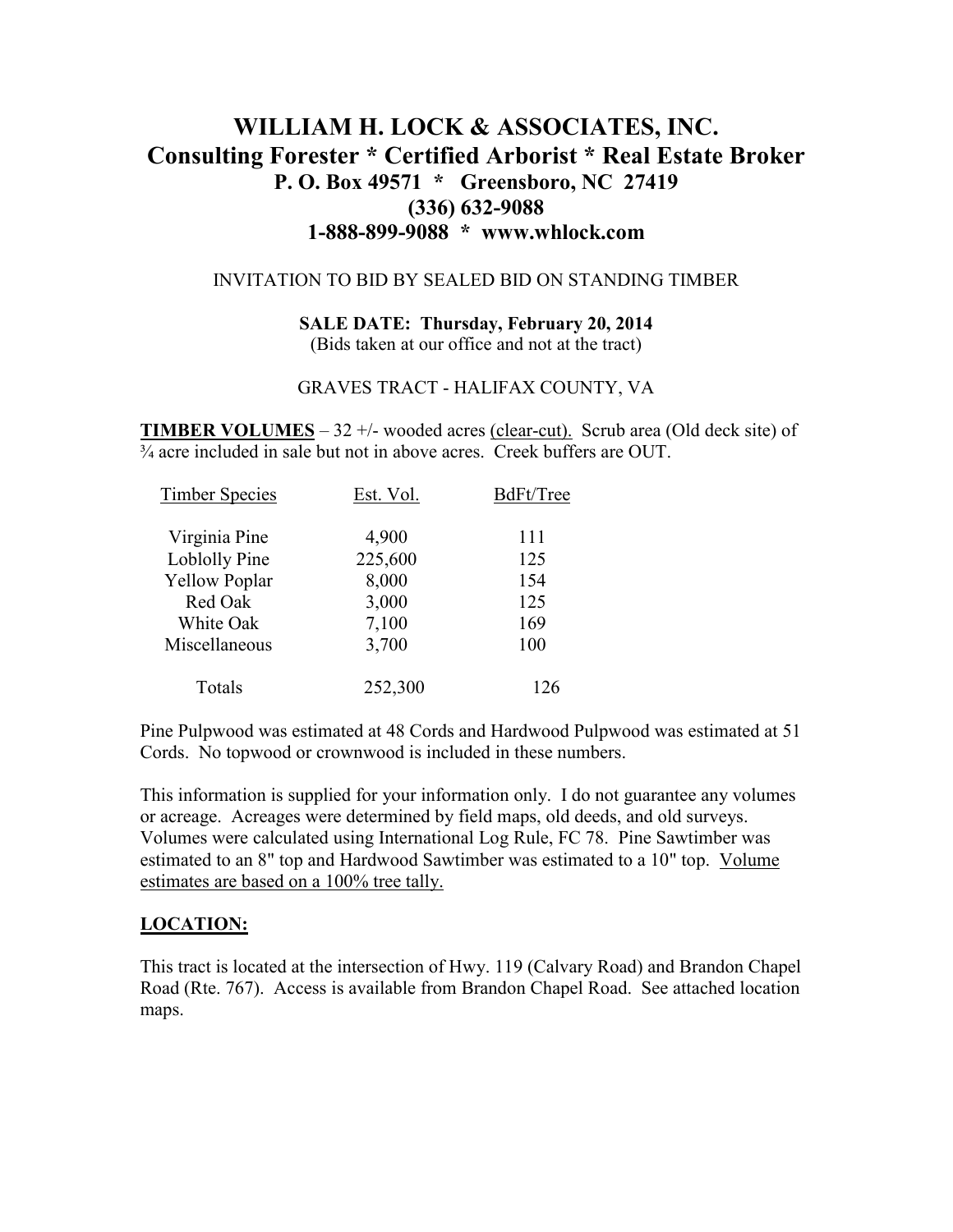# WILLIAM H. LOCK & ASSOCIATES, INC.
## Consulting Forester * Certified Arborist * Real Estate Broker
### P. O. Box 49571 * Greensboro, NC 27419
### (336) 632-9088
### 1-888-899-9088 * www.whlock.com

INVITATION TO BID BY SEALED BID ON STANDING TIMBER

**SALE DATE: Thursday, February 20, 2014**
(Bids taken at our office and not at the tract)

GRAVES TRACT - HALIFAX COUNTY, VA

**TIMBER VOLUMES** – 32 +/- wooded acres (clear-cut). Scrub area (Old deck site) of ¾ acre included in sale but not in above acres. Creek buffers are OUT.

| Timber Species | Est. Vol. | BdFt/Tree |
|---|---|---|
| Virginia Pine | 4,900 | 111 |
| Loblolly Pine | 225,600 | 125 |
| Yellow Poplar | 8,000 | 154 |
| Red Oak | 3,000 | 125 |
| White Oak | 7,100 | 169 |
| Miscellaneous | 3,700 | 100 |
| Totals | 252,300 | 126 |

Pine Pulpwood was estimated at 48 Cords and Hardwood Pulpwood was estimated at 51 Cords. No topwood or crownwood is included in these numbers.

This information is supplied for your information only. I do not guarantee any volumes or acreage. Acreages were determined by field maps, old deeds, and old surveys. Volumes were calculated using International Log Rule, FC 78. Pine Sawtimber was estimated to an 8" top and Hardwood Sawtimber was estimated to a 10" top. Volume estimates are based on a 100% tree tally.

**LOCATION:**

This tract is located at the intersection of Hwy. 119 (Calvary Road) and Brandon Chapel Road (Rte. 767). Access is available from Brandon Chapel Road. See attached location maps.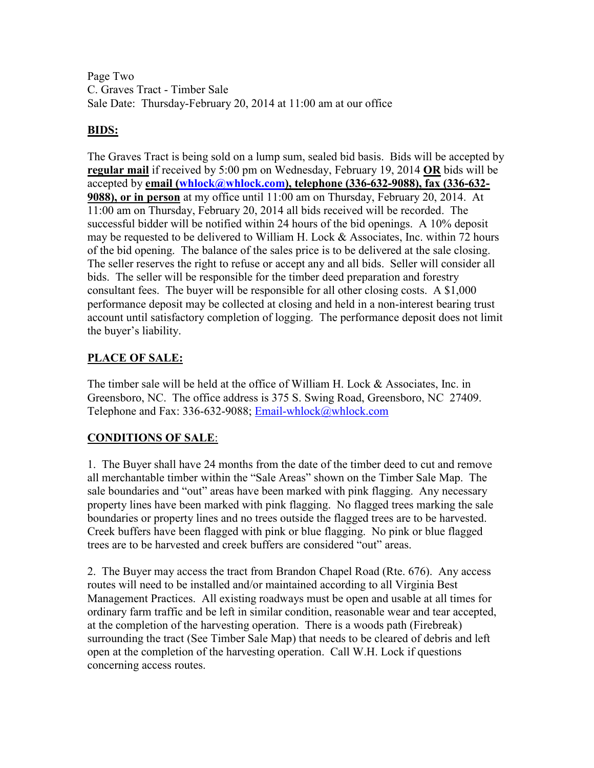Page Two
C. Graves Tract - Timber Sale
Sale Date: Thursday-February 20, 2014 at 11:00 am at our office

## BIDS:

The Graves Tract is being sold on a lump sum, sealed bid basis. Bids will be accepted by **regular mail** if received by 5:00 pm on Wednesday, February 19, 2014 **OR** bids will be accepted by **email (whlock@whlock.com), telephone (336-632-9088), fax (336-632-9088), or in person** at my office until 11:00 am on Thursday, February 20, 2014. At 11:00 am on Thursday, February 20, 2014 all bids received will be recorded. The successful bidder will be notified within 24 hours of the bid openings. A 10% deposit may be requested to be delivered to William H. Lock & Associates, Inc. within 72 hours of the bid opening. The balance of the sales price is to be delivered at the sale closing. The seller reserves the right to refuse or accept any and all bids. Seller will consider all bids. The seller will be responsible for the timber deed preparation and forestry consultant fees. The buyer will be responsible for all other closing costs. A $1,000 performance deposit may be collected at closing and held in a non-interest bearing trust account until satisfactory completion of logging. The performance deposit does not limit the buyer's liability.

## PLACE OF SALE:

The timber sale will be held at the office of William H. Lock & Associates, Inc. in Greensboro, NC. The office address is 375 S. Swing Road, Greensboro, NC 27409. Telephone and Fax: 336-632-9088; Email-whlock@whlock.com

## CONDITIONS OF SALE:

1. The Buyer shall have 24 months from the date of the timber deed to cut and remove all merchantable timber within the "Sale Areas" shown on the Timber Sale Map. The sale boundaries and "out" areas have been marked with pink flagging. Any necessary property lines have been marked with pink flagging. No flagged trees marking the sale boundaries or property lines and no trees outside the flagged trees are to be harvested. Creek buffers have been flagged with pink or blue flagging. No pink or blue flagged trees are to be harvested and creek buffers are considered "out" areas.

2. The Buyer may access the tract from Brandon Chapel Road (Rte. 676). Any access routes will need to be installed and/or maintained according to all Virginia Best Management Practices. All existing roadways must be open and usable at all times for ordinary farm traffic and be left in similar condition, reasonable wear and tear accepted, at the completion of the harvesting operation. There is a woods path (Firebreak) surrounding the tract (See Timber Sale Map) that needs to be cleared of debris and left open at the completion of the harvesting operation. Call W.H. Lock if questions concerning access routes.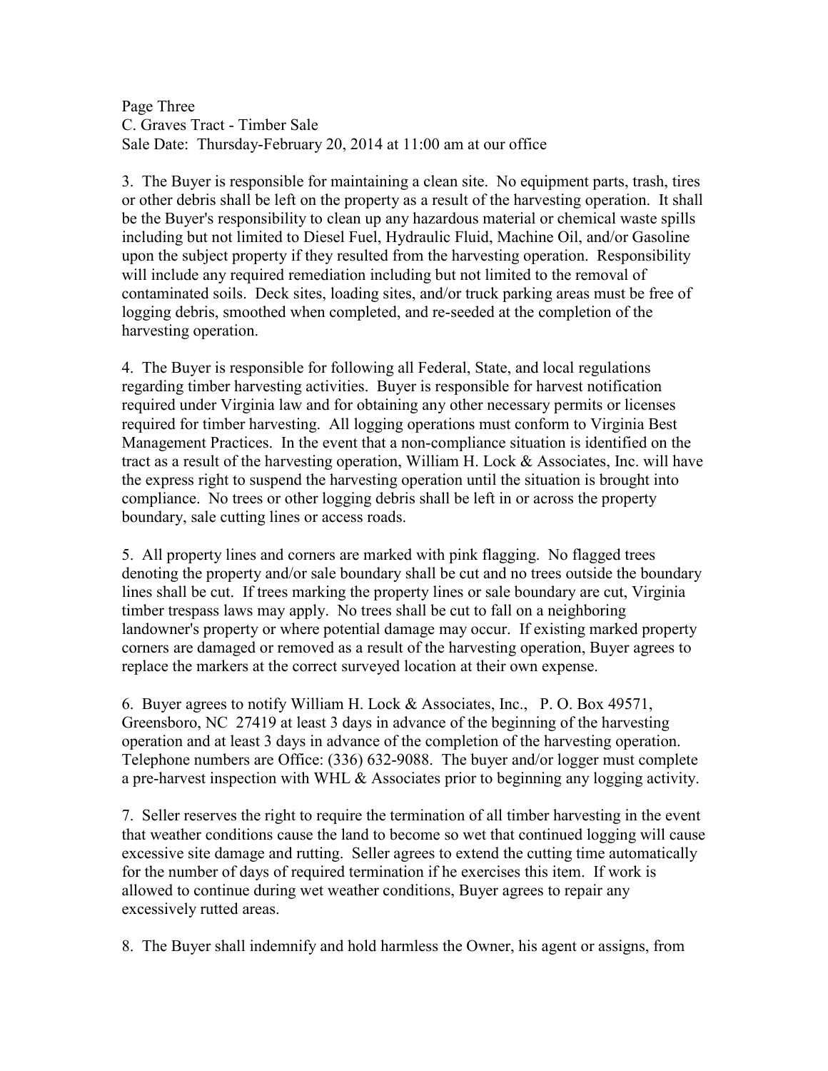3. The Buyer is responsible for maintaining a clean site. No equipment parts, trash, tires or other debris shall be left on the property as a result of the harvesting operation. It shall be the Buyer's responsibility to clean up any hazardous material or chemical waste spills including but not limited to Diesel Fuel, Hydraulic Fluid, Machine Oil, and/or Gasoline upon the subject property if they resulted from the harvesting operation. Responsibility will include any required remediation including but not limited to the removal of contaminated soils. Deck sites, loading sites, and/or truck parking areas must be free of logging debris, smoothed when completed, and re-seeded at the completion of the harvesting operation.

4. The Buyer is responsible for following all Federal, State, and local regulations regarding timber harvesting activities. Buyer is responsible for harvest notification required under Virginia law and for obtaining any other necessary permits or licenses required for timber harvesting. All logging operations must conform to Virginia Best Management Practices. In the event that a non-compliance situation is identified on the tract as a result of the harvesting operation, William H. Lock & Associates, Inc. will have the express right to suspend the harvesting operation until the situation is brought into compliance. No trees or other logging debris shall be left in or across the property boundary, sale cutting lines or access roads.

5. All property lines and corners are marked with pink flagging. No flagged trees denoting the property and/or sale boundary shall be cut and no trees outside the boundary lines shall be cut. If trees marking the property lines or sale boundary are cut, Virginia timber trespass laws may apply. No trees shall be cut to fall on a neighboring landowner's property or where potential damage may occur. If existing marked property corners are damaged or removed as a result of the harvesting operation, Buyer agrees to replace the markers at the correct surveyed location at their own expense.

6. Buyer agrees to notify William H. Lock & Associates, Inc., P. O. Box 49571, Greensboro, NC 27419 at least 3 days in advance of the beginning of the harvesting operation and at least 3 days in advance of the completion of the harvesting operation. Telephone numbers are Office: (336) 632-9088. The buyer and/or logger must complete a pre-harvest inspection with WHL & Associates prior to beginning any logging activity.

7. Seller reserves the right to require the termination of all timber harvesting in the event that weather conditions cause the land to become so wet that continued logging will cause excessive site damage and rutting. Seller agrees to extend the cutting time automatically for the number of days of required termination if he exercises this item. If work is allowed to continue during wet weather conditions, Buyer agrees to repair any excessively rutted areas.

8. The Buyer shall indemnify and hold harmless the Owner, his agent or assigns, from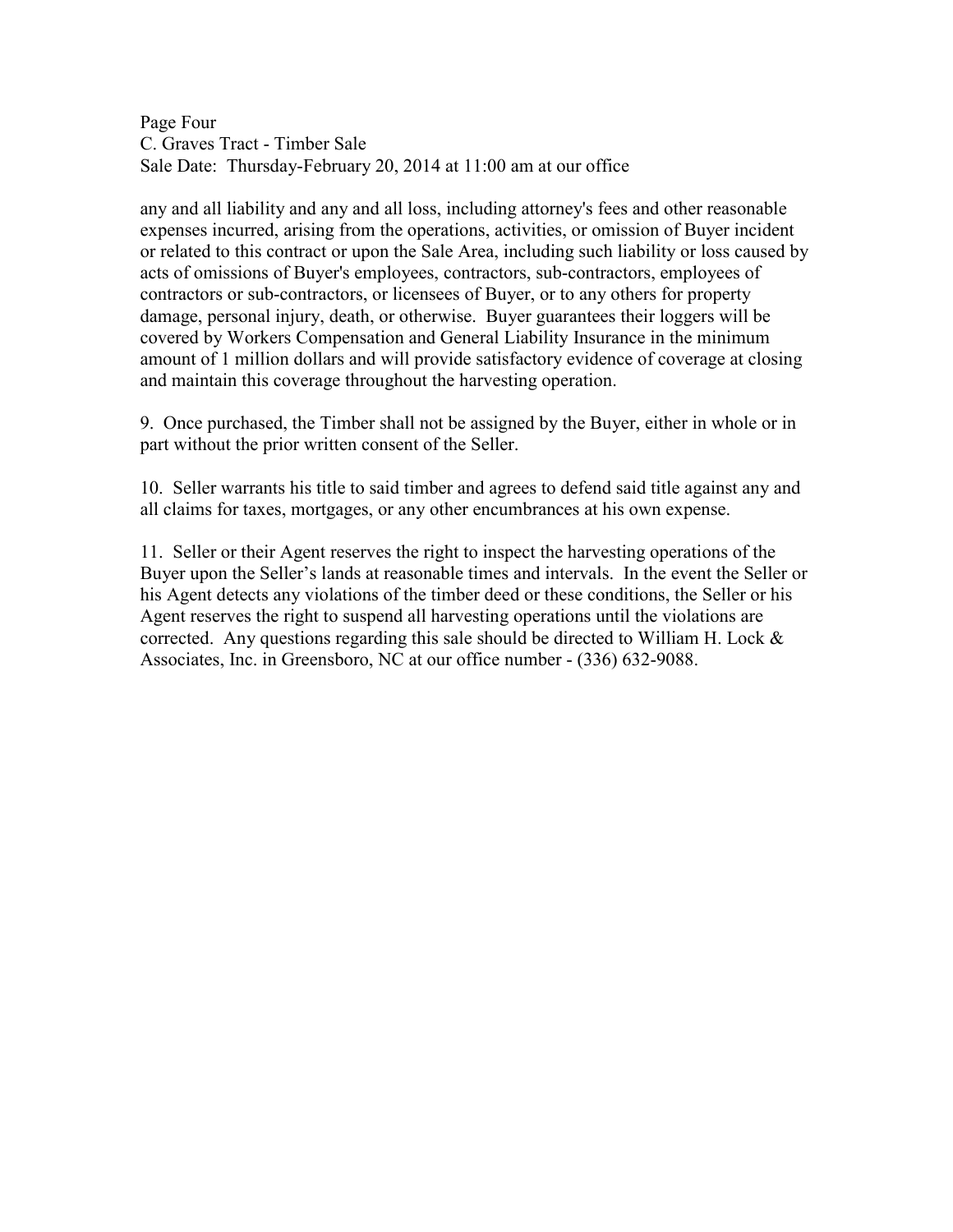any and all liability and any and all loss, including attorney's fees and other reasonable expenses incurred, arising from the operations, activities, or omission of Buyer incident or related to this contract or upon the Sale Area, including such liability or loss caused by acts of omissions of Buyer's employees, contractors, sub-contractors, employees of contractors or sub-contractors, or licensees of Buyer, or to any others for property damage, personal injury, death, or otherwise. Buyer guarantees their loggers will be covered by Workers Compensation and General Liability Insurance in the minimum amount of 1 million dollars and will provide satisfactory evidence of coverage at closing and maintain this coverage throughout the harvesting operation.

9. Once purchased, the Timber shall not be assigned by the Buyer, either in whole or in part without the prior written consent of the Seller.

10. Seller warrants his title to said timber and agrees to defend said title against any and all claims for taxes, mortgages, or any other encumbrances at his own expense.

11. Seller or their Agent reserves the right to inspect the harvesting operations of the Buyer upon the Seller's lands at reasonable times and intervals. In the event the Seller or his Agent detects any violations of the timber deed or these conditions, the Seller or his Agent reserves the right to suspend all harvesting operations until the violations are corrected. Any questions regarding this sale should be directed to William H. Lock & Associates, Inc. in Greensboro, NC at our office number - (336) 632-9088.